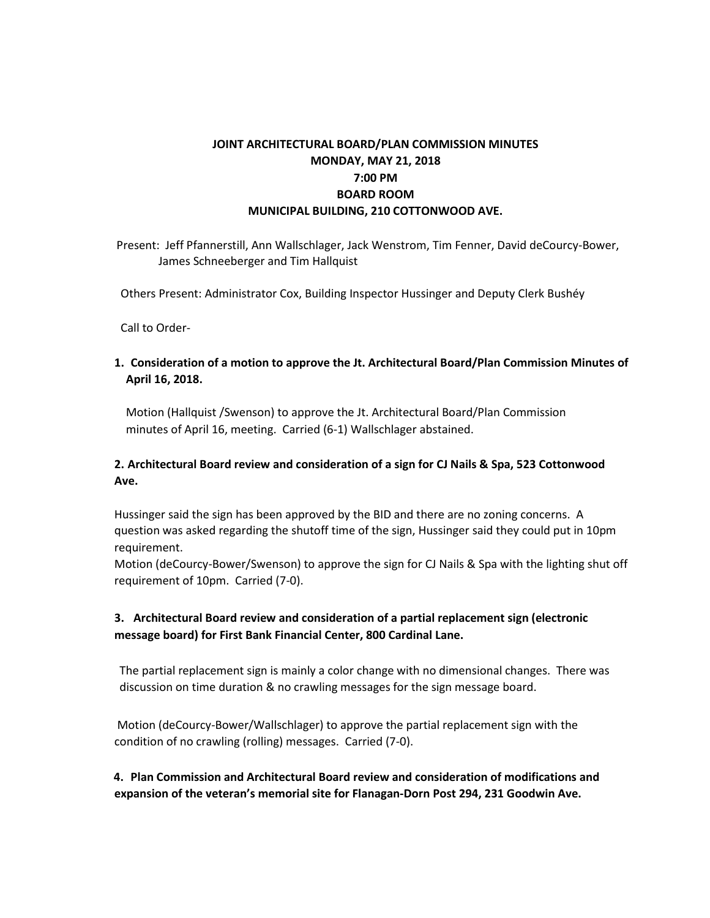**JOINT ARCHITECTURAL BOARD/PLAN COMMISSION MINUTES**
**MONDAY, MAY 21, 2018**
**7:00 PM**
**BOARD ROOM**
**MUNICIPAL BUILDING, 210 COTTONWOOD AVE.**

Present: Jeff Pfannerstill, Ann Wallschlager, Jack Wenstrom, Tim Fenner, David deCourcy-Bower, James Schneeberger and Tim Hallquist

Others Present: Administrator Cox, Building Inspector Hussinger and Deputy Clerk Bushéy

Call to Order-

**1. Consideration of a motion to approve the Jt. Architectural Board/Plan Commission Minutes of April 16, 2018.**

Motion (Hallquist /Swenson) to approve the Jt. Architectural Board/Plan Commission minutes of April 16, meeting. Carried (6-1) Wallschlager abstained.

**2. Architectural Board review and consideration of a sign for CJ Nails & Spa, 523 Cottonwood Ave.**

Hussinger said the sign has been approved by the BID and there are no zoning concerns. A question was asked regarding the shutoff time of the sign, Hussinger said they could put in 10pm requirement.

Motion (deCourcy-Bower/Swenson) to approve the sign for CJ Nails & Spa with the lighting shut off requirement of 10pm. Carried (7-0).

**3. Architectural Board review and consideration of a partial replacement sign (electronic message board) for First Bank Financial Center, 800 Cardinal Lane.**

The partial replacement sign is mainly a color change with no dimensional changes. There was discussion on time duration & no crawling messages for the sign message board.

Motion (deCourcy-Bower/Wallschlager) to approve the partial replacement sign with the condition of no crawling (rolling) messages. Carried (7-0).

**4. Plan Commission and Architectural Board review and consideration of modifications and expansion of the veteran's memorial site for Flanagan-Dorn Post 294, 231 Goodwin Ave.**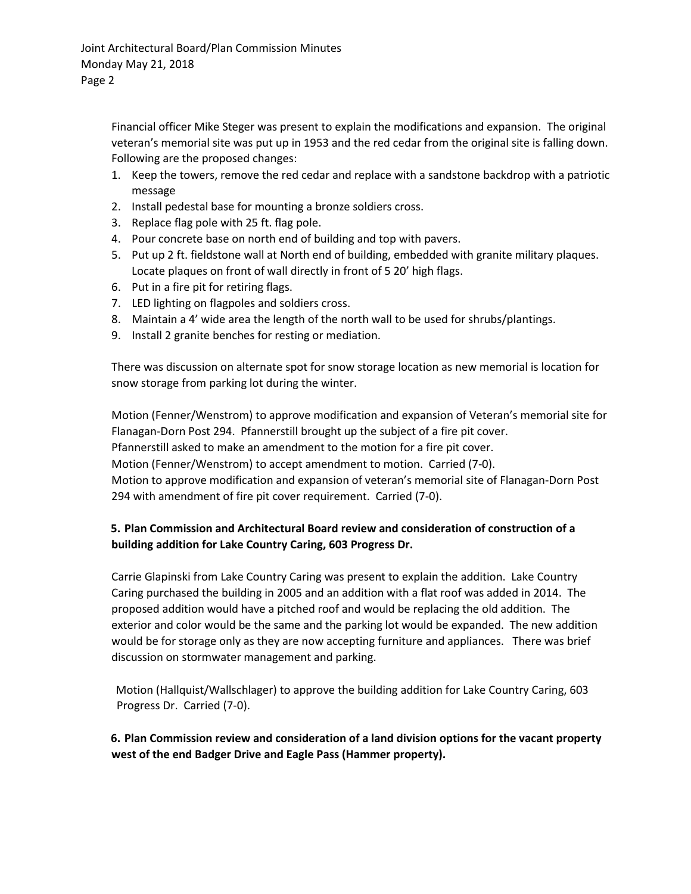Financial officer Mike Steger was present to explain the modifications and expansion. The original veteran's memorial site was put up in 1953 and the red cedar from the original site is falling down. Following are the proposed changes:

1. Keep the towers, remove the red cedar and replace with a sandstone backdrop with a patriotic message
2. Install pedestal base for mounting a bronze soldiers cross.
3. Replace flag pole with 25 ft. flag pole.
4. Pour concrete base on north end of building and top with pavers.
5. Put up 2 ft. fieldstone wall at North end of building, embedded with granite military plaques. Locate plaques on front of wall directly in front of 5 20' high flags.
6. Put in a fire pit for retiring flags.
7. LED lighting on flagpoles and soldiers cross.
8. Maintain a 4' wide area the length of the north wall to be used for shrubs/plantings.
9. Install 2 granite benches for resting or mediation.

There was discussion on alternate spot for snow storage location as new memorial is location for snow storage from parking lot during the winter.

Motion (Fenner/Wenstrom) to approve modification and expansion of Veteran's memorial site for Flanagan-Dorn Post 294. Pfannerstill brought up the subject of a fire pit cover.
Pfannerstill asked to make an amendment to the motion for a fire pit cover.
Motion (Fenner/Wenstrom) to accept amendment to motion. Carried (7-0).
Motion to approve modification and expansion of veteran's memorial site of Flanagan-Dorn Post 294 with amendment of fire pit cover requirement. Carried (7-0).

**5. Plan Commission and Architectural Board review and consideration of construction of a building addition for Lake Country Caring, 603 Progress Dr.**

Carrie Glapinski from Lake Country Caring was present to explain the addition. Lake Country Caring purchased the building in 2005 and an addition with a flat roof was added in 2014. The proposed addition would have a pitched roof and would be replacing the old addition. The exterior and color would be the same and the parking lot would be expanded. The new addition would be for storage only as they are now accepting furniture and appliances. There was brief discussion on stormwater management and parking.

Motion (Hallquist/Wallschlager) to approve the building addition for Lake Country Caring, 603 Progress Dr. Carried (7-0).

**6. Plan Commission review and consideration of a land division options for the vacant property west of the end Badger Drive and Eagle Pass (Hammer property).**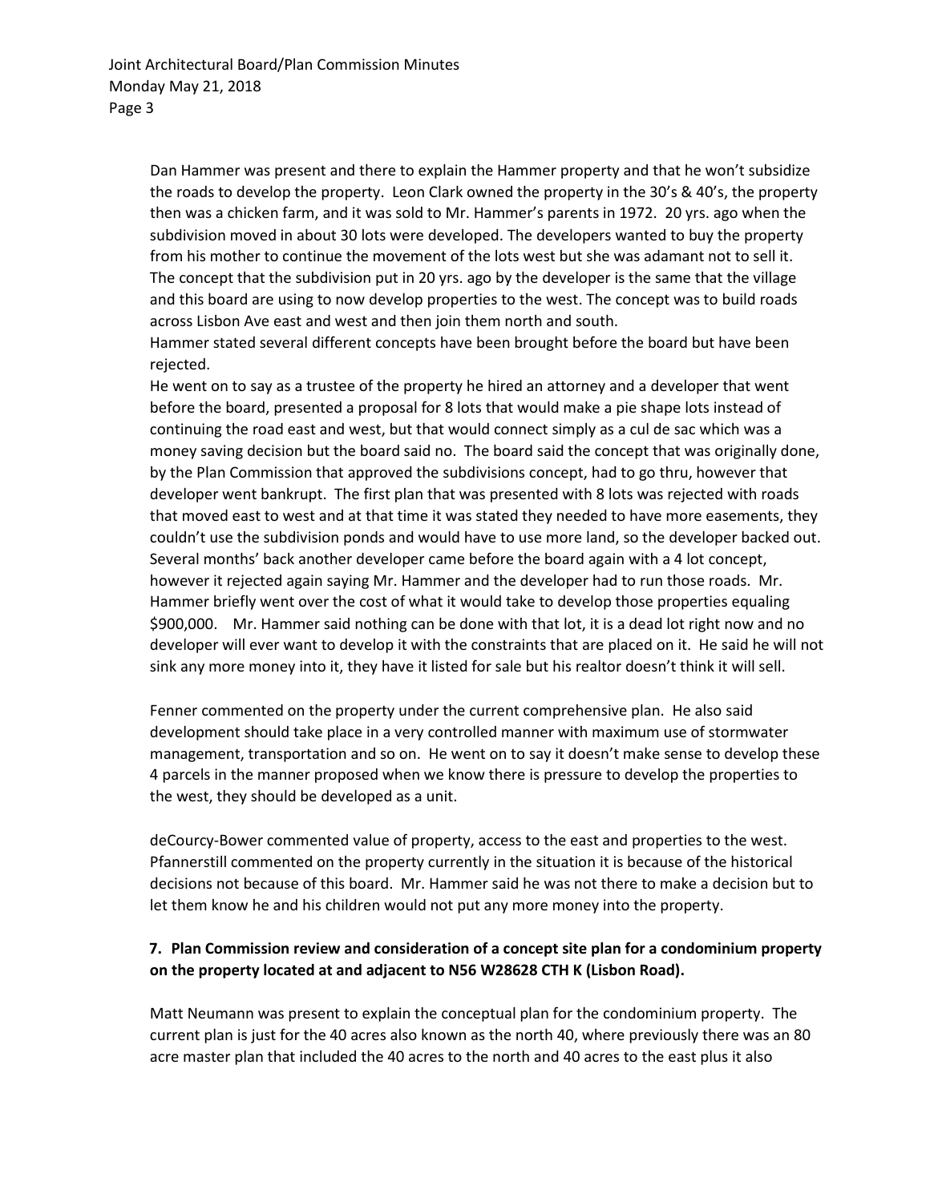Dan Hammer was present and there to explain the Hammer property and that he won't subsidize the roads to develop the property. Leon Clark owned the property in the 30's & 40's, the property then was a chicken farm, and it was sold to Mr. Hammer's parents in 1972. 20 yrs. ago when the subdivision moved in about 30 lots were developed. The developers wanted to buy the property from his mother to continue the movement of the lots west but she was adamant not to sell it. The concept that the subdivision put in 20 yrs. ago by the developer is the same that the village and this board are using to now develop properties to the west. The concept was to build roads across Lisbon Ave east and west and then join them north and south.

Hammer stated several different concepts have been brought before the board but have been rejected.

He went on to say as a trustee of the property he hired an attorney and a developer that went before the board, presented a proposal for 8 lots that would make a pie shape lots instead of continuing the road east and west, but that would connect simply as a cul de sac which was a money saving decision but the board said no. The board said the concept that was originally done, by the Plan Commission that approved the subdivisions concept, had to go thru, however that developer went bankrupt. The first plan that was presented with 8 lots was rejected with roads that moved east to west and at that time it was stated they needed to have more easements, they couldn't use the subdivision ponds and would have to use more land, so the developer backed out. Several months' back another developer came before the board again with a 4 lot concept, however it rejected again saying Mr. Hammer and the developer had to run those roads. Mr. Hammer briefly went over the cost of what it would take to develop those properties equaling \$900,000. Mr. Hammer said nothing can be done with that lot, it is a dead lot right now and no developer will ever want to develop it with the constraints that are placed on it. He said he will not sink any more money into it, they have it listed for sale but his realtor doesn't think it will sell.

Fenner commented on the property under the current comprehensive plan. He also said development should take place in a very controlled manner with maximum use of stormwater management, transportation and so on. He went on to say it doesn't make sense to develop these 4 parcels in the manner proposed when we know there is pressure to develop the properties to the west, they should be developed as a unit.

deCourcy-Bower commented value of property, access to the east and properties to the west. Pfannerstill commented on the property currently in the situation it is because of the historical decisions not because of this board. Mr. Hammer said he was not there to make a decision but to let them know he and his children would not put any more money into the property.

**7. Plan Commission review and consideration of a concept site plan for a condominium property on the property located at and adjacent to N56 W28628 CTH K (Lisbon Road).**

Matt Neumann was present to explain the conceptual plan for the condominium property. The current plan is just for the 40 acres also known as the north 40, where previously there was an 80 acre master plan that included the 40 acres to the north and 40 acres to the east plus it also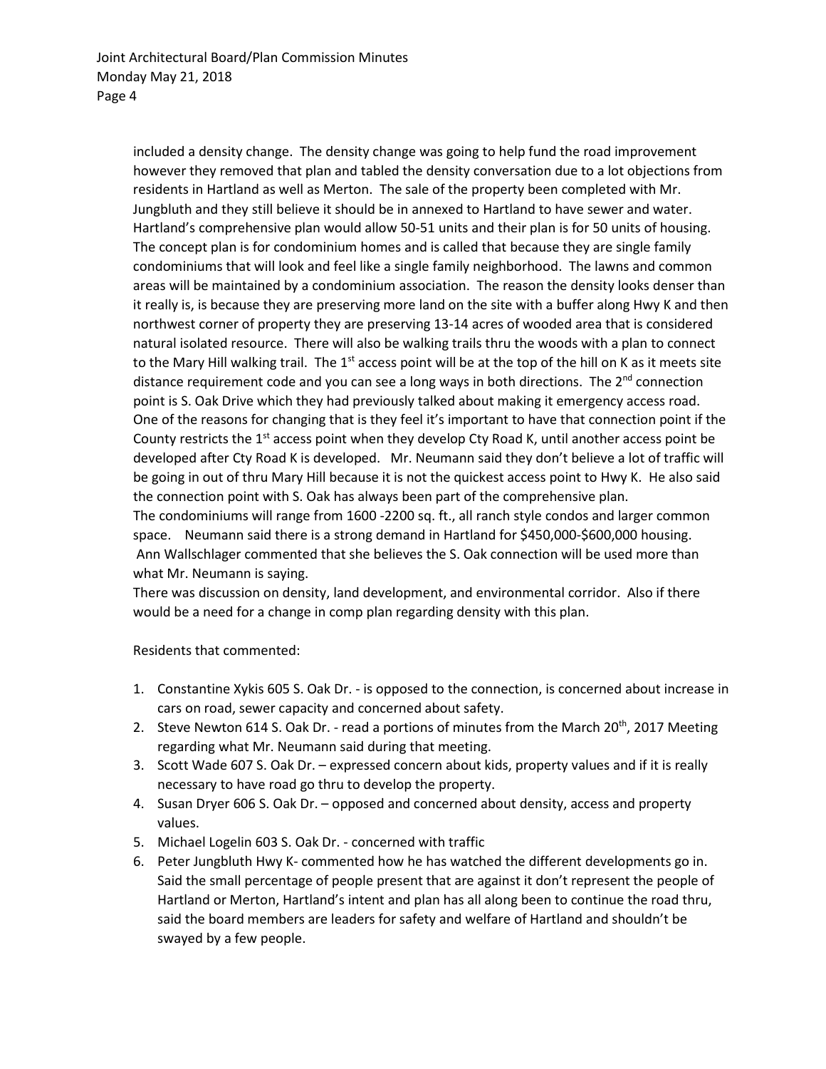included a density change. The density change was going to help fund the road improvement however they removed that plan and tabled the density conversation due to a lot objections from residents in Hartland as well as Merton. The sale of the property been completed with Mr. Jungbluth and they still believe it should be in annexed to Hartland to have sewer and water. Hartland's comprehensive plan would allow 50-51 units and their plan is for 50 units of housing. The concept plan is for condominium homes and is called that because they are single family condominiums that will look and feel like a single family neighborhood. The lawns and common areas will be maintained by a condominium association. The reason the density looks denser than it really is, is because they are preserving more land on the site with a buffer along Hwy K and then northwest corner of property they are preserving 13-14 acres of wooded area that is considered natural isolated resource. There will also be walking trails thru the woods with a plan to connect to the Mary Hill walking trail. The 1st access point will be at the top of the hill on K as it meets site distance requirement code and you can see a long ways in both directions. The 2nd connection point is S. Oak Drive which they had previously talked about making it emergency access road. One of the reasons for changing that is they feel it's important to have that connection point if the County restricts the 1st access point when they develop Cty Road K, until another access point be developed after Cty Road K is developed. Mr. Neumann said they don't believe a lot of traffic will be going in out of thru Mary Hill because it is not the quickest access point to Hwy K. He also said the connection point with S. Oak has always been part of the comprehensive plan.
The condominiums will range from 1600 -2200 sq. ft., all ranch style condos and larger common space. Neumann said there is a strong demand in Hartland for $450,000-$600,000 housing.
Ann Wallschlager commented that she believes the S. Oak connection will be used more than what Mr. Neumann is saying.
There was discussion on density, land development, and environmental corridor. Also if there would be a need for a change in comp plan regarding density with this plan.

Residents that commented:

1. Constantine Xykis 605 S. Oak Dr. - is opposed to the connection, is concerned about increase in cars on road, sewer capacity and concerned about safety.
2. Steve Newton 614 S. Oak Dr. - read a portions of minutes from the March 20th, 2017 Meeting regarding what Mr. Neumann said during that meeting.
3. Scott Wade 607 S. Oak Dr. – expressed concern about kids, property values and if it is really necessary to have road go thru to develop the property.
4. Susan Dryer 606 S. Oak Dr. – opposed and concerned about density, access and property values.
5. Michael Logelin 603 S. Oak Dr. - concerned with traffic
6. Peter Jungbluth Hwy K- commented how he has watched the different developments go in. Said the small percentage of people present that are against it don't represent the people of Hartland or Merton, Hartland's intent and plan has all along been to continue the road thru, said the board members are leaders for safety and welfare of Hartland and shouldn't be swayed by a few people.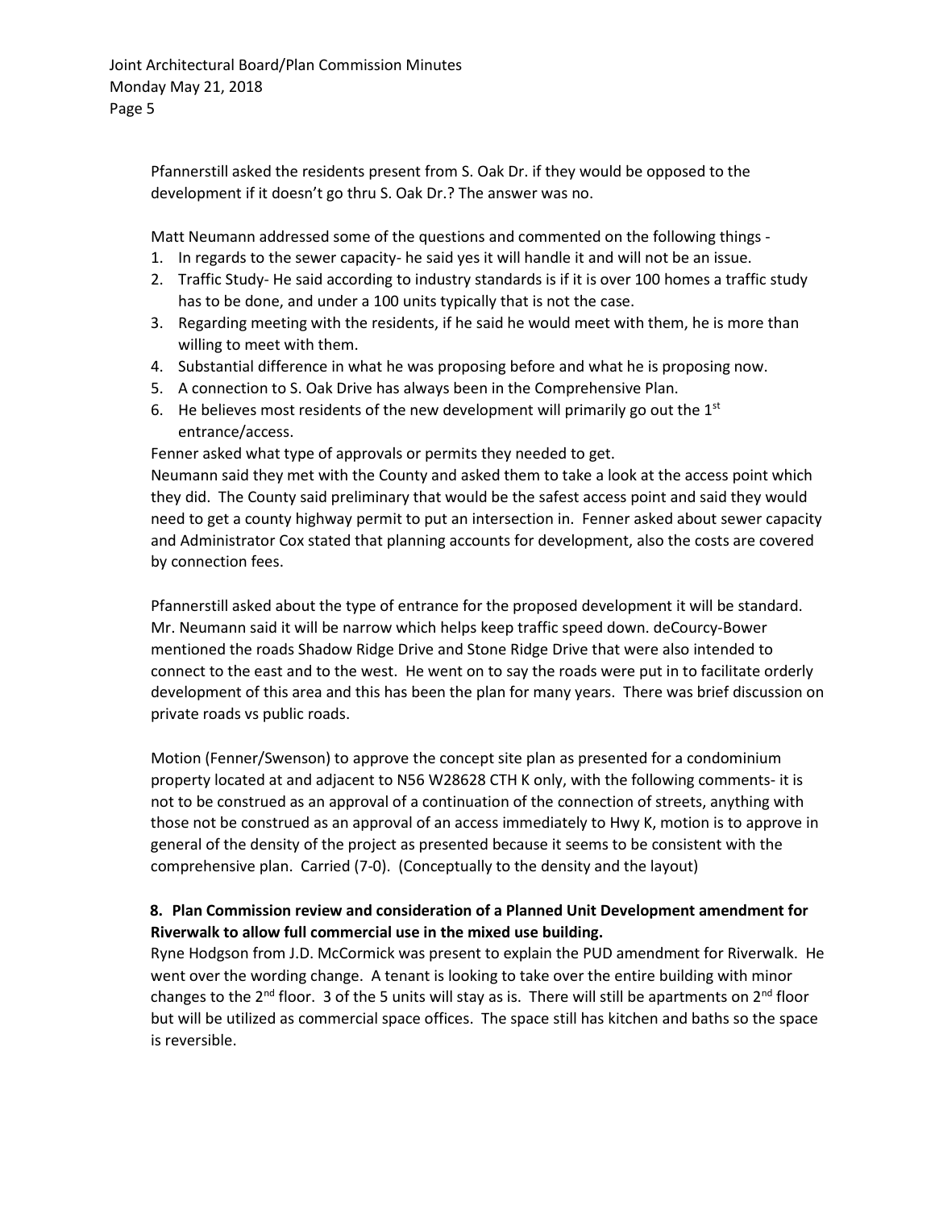Pfannerstill asked the residents present from S. Oak Dr. if they would be opposed to the development if it doesn't go thru S. Oak Dr.? The answer was no.

Matt Neumann addressed some of the questions and commented on the following things -

1. In regards to the sewer capacity- he said yes it will handle it and will not be an issue.
2. Traffic Study- He said according to industry standards is if it is over 100 homes a traffic study has to be done, and under a 100 units typically that is not the case.
3. Regarding meeting with the residents, if he said he would meet with them, he is more than willing to meet with them.
4. Substantial difference in what he was proposing before and what he is proposing now.
5. A connection to S. Oak Drive has always been in the Comprehensive Plan.
6. He believes most residents of the new development will primarily go out the 1st entrance/access.

Fenner asked what type of approvals or permits they needed to get.
Neumann said they met with the County and asked them to take a look at the access point which they did. The County said preliminary that would be the safest access point and said they would need to get a county highway permit to put an intersection in. Fenner asked about sewer capacity and Administrator Cox stated that planning accounts for development, also the costs are covered by connection fees.

Pfannerstill asked about the type of entrance for the proposed development it will be standard. Mr. Neumann said it will be narrow which helps keep traffic speed down. deCourcy-Bower mentioned the roads Shadow Ridge Drive and Stone Ridge Drive that were also intended to connect to the east and to the west. He went on to say the roads were put in to facilitate orderly development of this area and this has been the plan for many years. There was brief discussion on private roads vs public roads.

Motion (Fenner/Swenson) to approve the concept site plan as presented for a condominium property located at and adjacent to N56 W28628 CTH K only, with the following comments- it is not to be construed as an approval of a continuation of the connection of streets, anything with those not be construed as an approval of an access immediately to Hwy K, motion is to approve in general of the density of the project as presented because it seems to be consistent with the comprehensive plan. Carried (7-0). (Conceptually to the density and the layout)

**8. Plan Commission review and consideration of a Planned Unit Development amendment for Riverwalk to allow full commercial use in the mixed use building.**

Ryne Hodgson from J.D. McCormick was present to explain the PUD amendment for Riverwalk. He went over the wording change. A tenant is looking to take over the entire building with minor changes to the 2nd floor. 3 of the 5 units will stay as is. There will still be apartments on 2nd floor but will be utilized as commercial space offices. The space still has kitchen and baths so the space is reversible.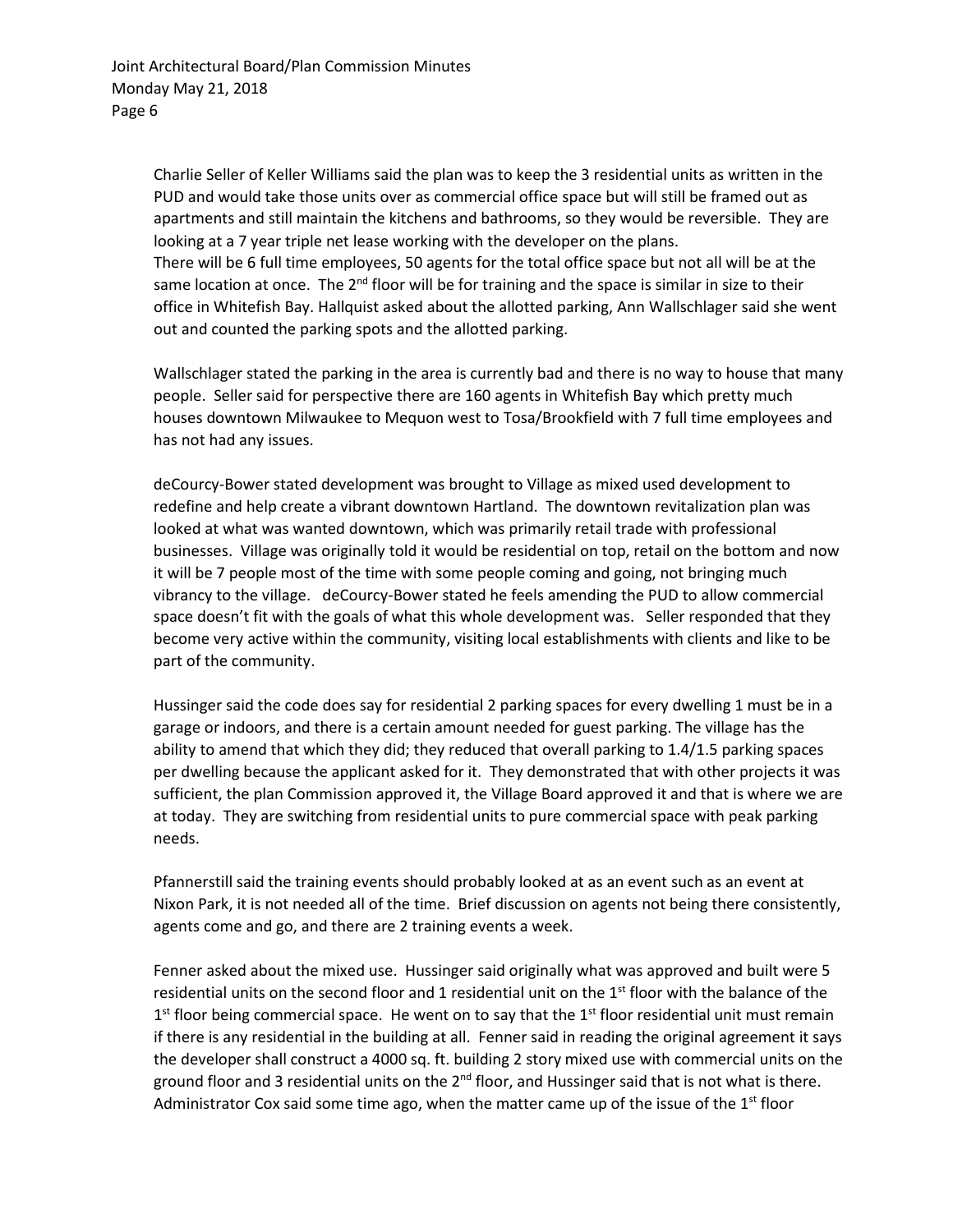Charlie Seller of Keller Williams said the plan was to keep the 3 residential units as written in the PUD and would take those units over as commercial office space but will still be framed out as apartments and still maintain the kitchens and bathrooms, so they would be reversible. They are looking at a 7 year triple net lease working with the developer on the plans.
There will be 6 full time employees, 50 agents for the total office space but not all will be at the same location at once. The 2nd floor will be for training and the space is similar in size to their office in Whitefish Bay. Hallquist asked about the allotted parking, Ann Wallschlager said she went out and counted the parking spots and the allotted parking.

Wallschlager stated the parking in the area is currently bad and there is no way to house that many people. Seller said for perspective there are 160 agents in Whitefish Bay which pretty much houses downtown Milwaukee to Mequon west to Tosa/Brookfield with 7 full time employees and has not had any issues.

deCourcy-Bower stated development was brought to Village as mixed used development to redefine and help create a vibrant downtown Hartland. The downtown revitalization plan was looked at what was wanted downtown, which was primarily retail trade with professional businesses. Village was originally told it would be residential on top, retail on the bottom and now it will be 7 people most of the time with some people coming and going, not bringing much vibrancy to the village. deCourcy-Bower stated he feels amending the PUD to allow commercial space doesn't fit with the goals of what this whole development was. Seller responded that they become very active within the community, visiting local establishments with clients and like to be part of the community.

Hussinger said the code does say for residential 2 parking spaces for every dwelling 1 must be in a garage or indoors, and there is a certain amount needed for guest parking. The village has the ability to amend that which they did; they reduced that overall parking to 1.4/1.5 parking spaces per dwelling because the applicant asked for it. They demonstrated that with other projects it was sufficient, the plan Commission approved it, the Village Board approved it and that is where we are at today. They are switching from residential units to pure commercial space with peak parking needs.

Pfannerstill said the training events should probably looked at as an event such as an event at Nixon Park, it is not needed all of the time. Brief discussion on agents not being there consistently, agents come and go, and there are 2 training events a week.

Fenner asked about the mixed use. Hussinger said originally what was approved and built were 5 residential units on the second floor and 1 residential unit on the 1st floor with the balance of the 1st floor being commercial space. He went on to say that the 1st floor residential unit must remain if there is any residential in the building at all. Fenner said in reading the original agreement it says the developer shall construct a 4000 sq. ft. building 2 story mixed use with commercial units on the ground floor and 3 residential units on the 2nd floor, and Hussinger said that is not what is there. Administrator Cox said some time ago, when the matter came up of the issue of the 1st floor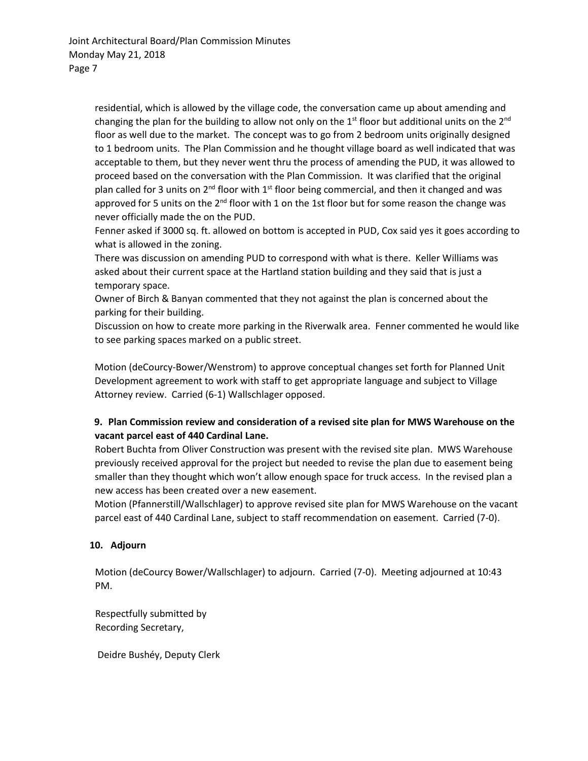residential, which is allowed by the village code, the conversation came up about amending and changing the plan for the building to allow not only on the 1st floor but additional units on the 2nd floor as well due to the market. The concept was to go from 2 bedroom units originally designed to 1 bedroom units. The Plan Commission and he thought village board as well indicated that was acceptable to them, but they never went thru the process of amending the PUD, it was allowed to proceed based on the conversation with the Plan Commission. It was clarified that the original plan called for 3 units on 2nd floor with 1st floor being commercial, and then it changed and was approved for 5 units on the 2nd floor with 1 on the 1st floor but for some reason the change was never officially made the on the PUD.

Fenner asked if 3000 sq. ft. allowed on bottom is accepted in PUD, Cox said yes it goes according to what is allowed in the zoning.

There was discussion on amending PUD to correspond with what is there. Keller Williams was asked about their current space at the Hartland station building and they said that is just a temporary space.

Owner of Birch & Banyan commented that they not against the plan is concerned about the parking for their building.

Discussion on how to create more parking in the Riverwalk area. Fenner commented he would like to see parking spaces marked on a public street.

Motion (deCourcy-Bower/Wenstrom) to approve conceptual changes set forth for Planned Unit Development agreement to work with staff to get appropriate language and subject to Village Attorney review. Carried (6-1) Wallschlager opposed.

**9. Plan Commission review and consideration of a revised site plan for MWS Warehouse on the vacant parcel east of 440 Cardinal Lane.**

Robert Buchta from Oliver Construction was present with the revised site plan. MWS Warehouse previously received approval for the project but needed to revise the plan due to easement being smaller than they thought which won't allow enough space for truck access. In the revised plan a new access has been created over a new easement.

Motion (Pfannerstill/Wallschlager) to approve revised site plan for MWS Warehouse on the vacant parcel east of 440 Cardinal Lane, subject to staff recommendation on easement. Carried (7-0).

**10. Adjourn**

Motion (deCourcy Bower/Wallschlager) to adjourn. Carried (7-0). Meeting adjourned at 10:43 PM.

Respectfully submitted by
Recording Secretary,

Deidre Bushéy, Deputy Clerk